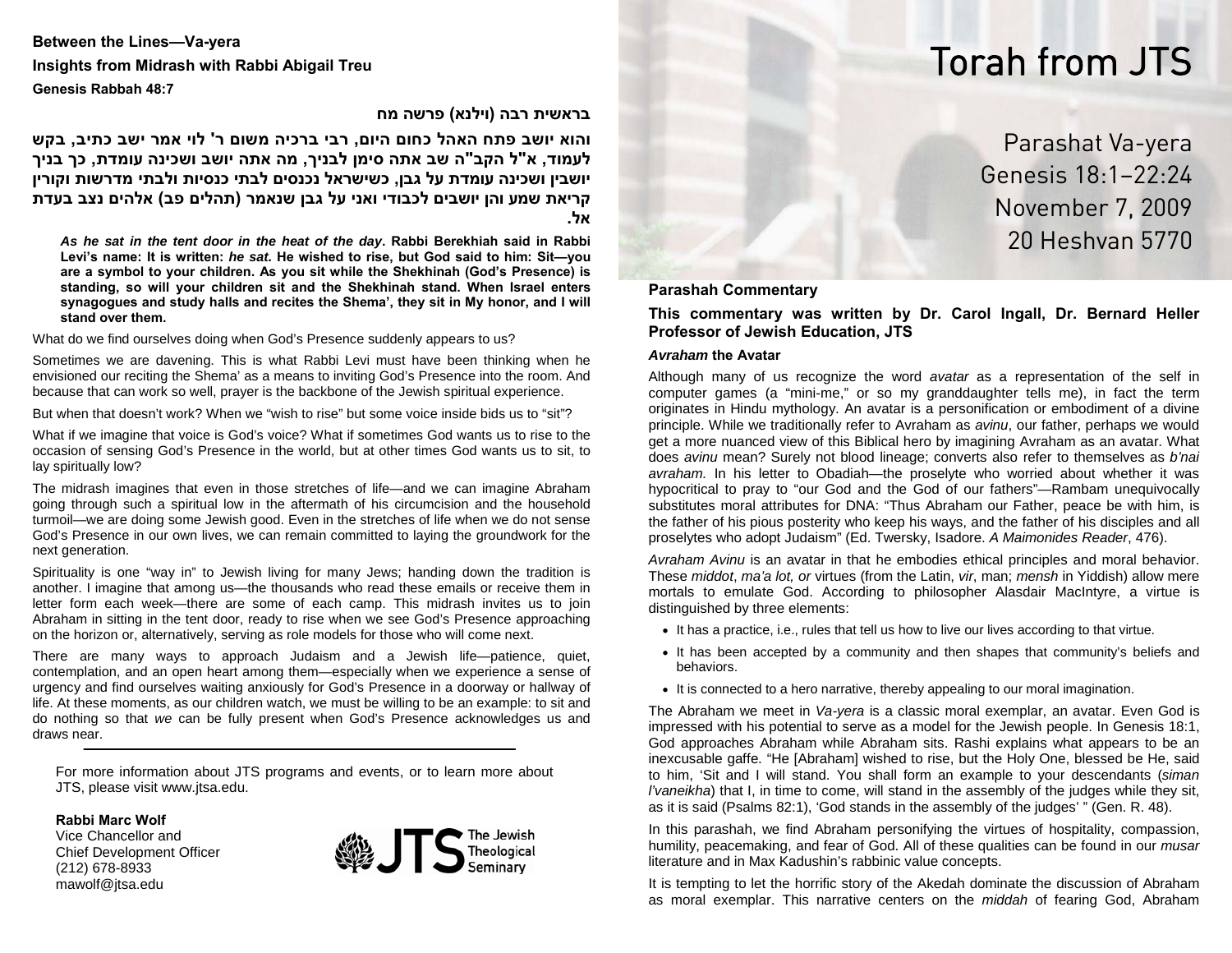# Torah from JTS

Parashat Va-yera
Genesis 18:1–22:24
November 7, 2009
20 Heshvan 5770

## Parashah Commentary

**This commentary was written by Dr. Carol Ingall, Dr. Bernard Heller Professor of Jewish Education, JTS**

### *Avraham* the Avatar

Although many of us recognize the word *avatar* as a representation of the self in computer games (a "mini-me," or so my granddaughter tells me), in fact the term originates in Hindu mythology. An avatar is a personification or embodiment of a divine principle. While we traditionally refer to Avraham as *avinu*, our father, perhaps we would get a more nuanced view of this Biblical hero by imagining Avraham as an avatar. What does *avinu* mean? Surely not blood lineage; converts also refer to themselves as *b'nai avraham.* In his letter to Obadiah—the proselyte who worried about whether it was hypocritical to pray to "our God and the God of our fathers"—Rambam unequivocally substitutes moral attributes for DNA: "Thus Abraham our Father, peace be with him, is the father of his pious posterity who keep his ways, and the father of his disciples and all proselytes who adopt Judaism" (Ed. Twersky, Isadore. *A Maimonides Reader*, 476).

*Avraham Avinu* is an avatar in that he embodies ethical principles and moral behavior. These *middot*, *ma'a lot, or* virtues (from the Latin, *vir*, man; *mensh* in Yiddish) allow mere mortals to emulate God. According to philosopher Alasdair MacIntyre, a virtue is distinguished by three elements:

- It has a practice, i.e., rules that tell us how to live our lives according to that virtue.
- It has been accepted by a community and then shapes that community's beliefs and behaviors.
- It is connected to a hero narrative, thereby appealing to our moral imagination.

The Abraham we meet in *Va-yera* is a classic moral exemplar, an avatar. Even God is impressed with his potential to serve as a model for the Jewish people. In Genesis 18:1, God approaches Abraham while Abraham sits. Rashi explains what appears to be an inexcusable gaffe. "He [Abraham] wished to rise, but the Holy One, blessed be He, said to him, 'Sit and I will stand. You shall form an example to your descendants (*siman l'vaneikha*) that I, in time to come, will stand in the assembly of the judges while they sit, as it is said (Psalms 82:1), 'God stands in the assembly of the judges' " (Gen. R. 48).

In this parashah, we find Abraham personifying the virtues of hospitality, compassion, humility, peacemaking, and fear of God. All of these qualities can be found in our *musar* literature and in Max Kadushin's rabbinic value concepts.

It is tempting to let the horrific story of the Akedah dominate the discussion of Abraham as moral exemplar. This narrative centers on the *middah* of fearing God, Abraham

---

**Between the Lines—Va-yera**

**Insights from Midrash with Rabbi Abigail Treu**

**Genesis Rabbah 48:7**

**בראשית רבה (וילנא) פרשה מח**

**והוא יושב פתח האהל כחום היום, רבי ברכיה משום ר' לוי אמר ישב כתיב, בקש לעמוד, א"ל הקב"ה שב אתה סימן לבניך, מה אתה יושב ושכינה עומדת, כך בניך יושבין ושכינה עומדת על גבן, כשישראל נכנסים לבתי כנסיות ולבתי מדרשות וקורין קריאת שמע והן יושבים לכבודי ואני על גבן שנאמר (תהלים פב) אלהים נצב בעדת אל.**

> ***As he sat in the tent door in the heat of the day*. Rabbi Berekhiah said in Rabbi Levi's name: It is written: *he sat.* He wished to rise, but God said to him: Sit—you are a symbol to your children. As you sit while the Shekhinah (God's Presence) is standing, so will your children sit and the Shekhinah stand. When Israel enters synagogues and study halls and recites the Shema', they sit in My honor, and I will stand over them.**

What do we find ourselves doing when God's Presence suddenly appears to us?

Sometimes we are davening. This is what Rabbi Levi must have been thinking when he envisioned our reciting the Shema' as a means to inviting God's Presence into the room. And because that can work so well, prayer is the backbone of the Jewish spiritual experience.

But when that doesn't work? When we "wish to rise" but some voice inside bids us to "sit"?

What if we imagine that voice is God's voice? What if sometimes God wants us to rise to the occasion of sensing God's Presence in the world, but at other times God wants us to sit, to lay spiritually low?

The midrash imagines that even in those stretches of life—and we can imagine Abraham going through such a spiritual low in the aftermath of his circumcision and the household turmoil—we are doing some Jewish good. Even in the stretches of life when we do not sense God's Presence in our own lives, we can remain committed to laying the groundwork for the next generation.

Spirituality is one "way in" to Jewish living for many Jews; handing down the tradition is another. I imagine that among us—the thousands who read these emails or receive them in letter form each week—there are some of each camp. This midrash invites us to join Abraham in sitting in the tent door, ready to rise when we see God's Presence approaching on the horizon or, alternatively, serving as role models for those who will come next.

There are many ways to approach Judaism and a Jewish life—patience, quiet, contemplation, and an open heart among them—especially when we experience a sense of urgency and find ourselves waiting anxiously for God's Presence in a doorway or hallway of life. At these moments, as our children watch, we must be willing to be an example: to sit and do nothing so that *we* can be fully present when God's Presence acknowledges us and draws near.

---

For more information about JTS programs and events, or to learn more about JTS, please visit www.jtsa.edu.

**Rabbi Marc Wolf**
Vice Chancellor and
Chief Development Officer
(212) 678-8933
mawolf@jtsa.edu

JTS The Jewish Theological Seminary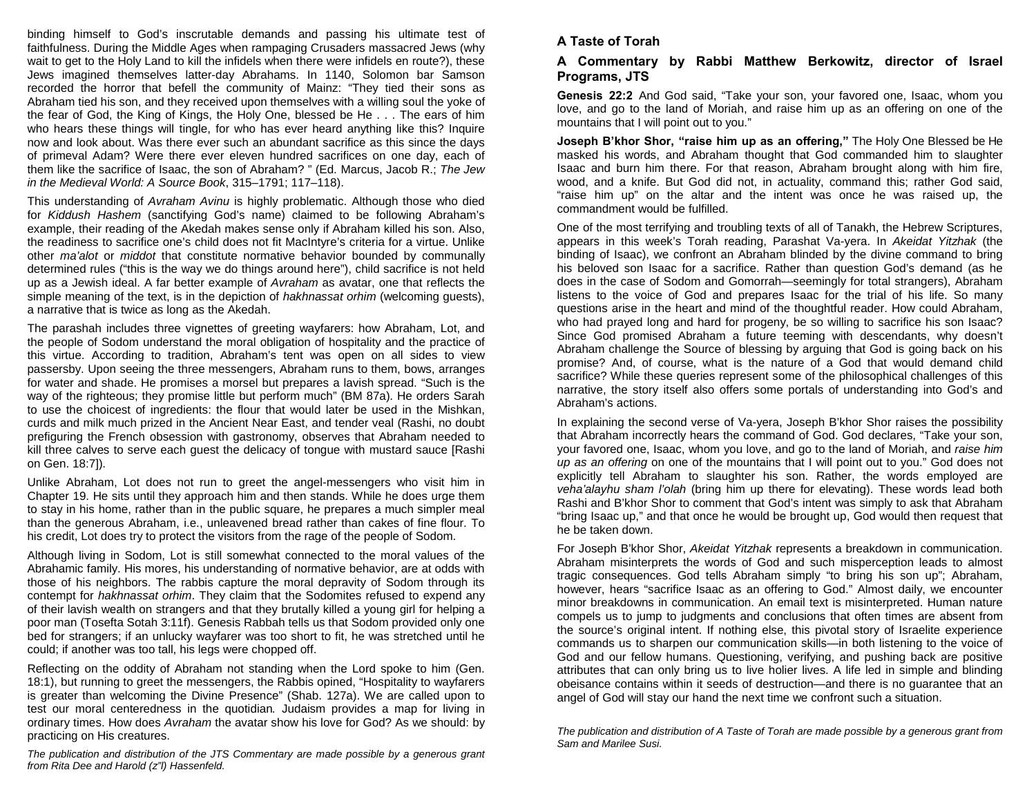binding himself to God's inscrutable demands and passing his ultimate test of faithfulness. During the Middle Ages when rampaging Crusaders massacred Jews (why wait to get to the Holy Land to kill the infidels when there were infidels en route?), these Jews imagined themselves latter-day Abrahams. In 1140, Solomon bar Samson recorded the horror that befell the community of Mainz: "They tied their sons as Abraham tied his son, and they received upon themselves with a willing soul the yoke of the fear of God, the King of Kings, the Holy One, blessed be He . . . The ears of him who hears these things will tingle, for who has ever heard anything like this? Inquire now and look about. Was there ever such an abundant sacrifice as this since the days of primeval Adam? Were there ever eleven hundred sacrifices on one day, each of them like the sacrifice of Isaac, the son of Abraham? " (Ed. Marcus, Jacob R.; *The Jew in the Medieval World: A Source Book*, 315–1791; 117–118).

This understanding of *Avraham Avinu* is highly problematic. Although those who died for *Kiddush Hashem* (sanctifying God's name) claimed to be following Abraham's example, their reading of the Akedah makes sense only if Abraham killed his son. Also, the readiness to sacrifice one's child does not fit MacIntyre's criteria for a virtue. Unlike other *ma'alot* or *middot* that constitute normative behavior bounded by communally determined rules ("this is the way we do things around here"), child sacrifice is not held up as a Jewish ideal. A far better example of *Avraham* as avatar, one that reflects the simple meaning of the text, is in the depiction of *hakhnassat orhim* (welcoming guests), a narrative that is twice as long as the Akedah.

The parashah includes three vignettes of greeting wayfarers: how Abraham, Lot, and the people of Sodom understand the moral obligation of hospitality and the practice of this virtue. According to tradition, Abraham's tent was open on all sides to view passersby. Upon seeing the three messengers, Abraham runs to them, bows, arranges for water and shade. He promises a morsel but prepares a lavish spread. "Such is the way of the righteous; they promise little but perform much" (BM 87a). He orders Sarah to use the choicest of ingredients: the flour that would later be used in the Mishkan, curds and milk much prized in the Ancient Near East, and tender veal (Rashi, no doubt prefiguring the French obsession with gastronomy, observes that Abraham needed to kill three calves to serve each guest the delicacy of tongue with mustard sauce [Rashi on Gen. 18:7]).

Unlike Abraham, Lot does not run to greet the angel-messengers who visit him in Chapter 19. He sits until they approach him and then stands. While he does urge them to stay in his home, rather than in the public square, he prepares a much simpler meal than the generous Abraham, i.e., unleavened bread rather than cakes of fine flour. To his credit, Lot does try to protect the visitors from the rage of the people of Sodom.

Although living in Sodom, Lot is still somewhat connected to the moral values of the Abrahamic family. His mores, his understanding of normative behavior, are at odds with those of his neighbors. The rabbis capture the moral depravity of Sodom through its contempt for *hakhnassat orhim*. They claim that the Sodomites refused to expend any of their lavish wealth on strangers and that they brutally killed a young girl for helping a poor man (Tosefta Sotah 3:11f). Genesis Rabbah tells us that Sodom provided only one bed for strangers; if an unlucky wayfarer was too short to fit, he was stretched until he could; if another was too tall, his legs were chopped off.

Reflecting on the oddity of Abraham not standing when the Lord spoke to him (Gen. 18:1), but running to greet the messengers, the Rabbis opined, "Hospitality to wayfarers is greater than welcoming the Divine Presence" (Shab. 127a). We are called upon to test our moral centeredness in the quotidian*.* Judaism provides a map for living in ordinary times. How does *Avraham* the avatar show his love for God? As we should: by practicing on His creatures.

*The publication and distribution of the JTS Commentary are made possible by a generous grant from Rita Dee and Harold (z"l) Hassenfeld.*

## A Taste of Torah

### A Commentary by Rabbi Matthew Berkowitz, director of Israel Programs, JTS

**Genesis 22:2** And God said, "Take your son, your favored one, Isaac, whom you love, and go to the land of Moriah, and raise him up as an offering on one of the mountains that I will point out to you."

**Joseph B'khor Shor, "raise him up as an offering,"** The Holy One Blessed be He masked his words, and Abraham thought that God commanded him to slaughter Isaac and burn him there. For that reason, Abraham brought along with him fire, wood, and a knife. But God did not, in actuality, command this; rather God said, "raise him up" on the altar and the intent was once he was raised up, the commandment would be fulfilled.

One of the most terrifying and troubling texts of all of Tanakh, the Hebrew Scriptures, appears in this week's Torah reading, Parashat Va-yera. In *Akeidat Yitzhak* (the binding of Isaac), we confront an Abraham blinded by the divine command to bring his beloved son Isaac for a sacrifice. Rather than question God's demand (as he does in the case of Sodom and Gomorrah—seemingly for total strangers), Abraham listens to the voice of God and prepares Isaac for the trial of his life. So many questions arise in the heart and mind of the thoughtful reader. How could Abraham, who had prayed long and hard for progeny, be so willing to sacrifice his son Isaac? Since God promised Abraham a future teeming with descendants, why doesn't Abraham challenge the Source of blessing by arguing that God is going back on his promise? And, of course, what is the nature of a God that would demand child sacrifice? While these queries represent some of the philosophical challenges of this narrative, the story itself also offers some portals of understanding into God's and Abraham's actions.

In explaining the second verse of Va-yera, Joseph B'khor Shor raises the possibility that Abraham incorrectly hears the command of God. God declares, "Take your son, your favored one, Isaac, whom you love, and go to the land of Moriah, and *raise him up as an offering* on one of the mountains that I will point out to you." God does not explicitly tell Abraham to slaughter his son. Rather, the words employed are *veha'alayhu sham l'olah* (bring him up there for elevating). These words lead both Rashi and B'khor Shor to comment that God's intent was simply to ask that Abraham "bring Isaac up," and that once he would be brought up, God would then request that he be taken down.

For Joseph B'khor Shor, *Akeidat Yitzhak* represents a breakdown in communication. Abraham misinterprets the words of God and such misperception leads to almost tragic consequences. God tells Abraham simply "to bring his son up"; Abraham, however, hears "sacrifice Isaac as an offering to God." Almost daily, we encounter minor breakdowns in communication. An email text is misinterpreted. Human nature compels us to jump to judgments and conclusions that often times are absent from the source's original intent. If nothing else, this pivotal story of Israelite experience commands us to sharpen our communication skills—in both listening to the voice of God and our fellow humans. Questioning, verifying, and pushing back are positive attributes that can only bring us to live holier lives. A life led in simple and blinding obeisance contains within it seeds of destruction—and there is no guarantee that an angel of God will stay our hand the next time we confront such a situation.

*The publication and distribution of A Taste of Torah are made possible by a generous grant from Sam and Marilee Susi.*